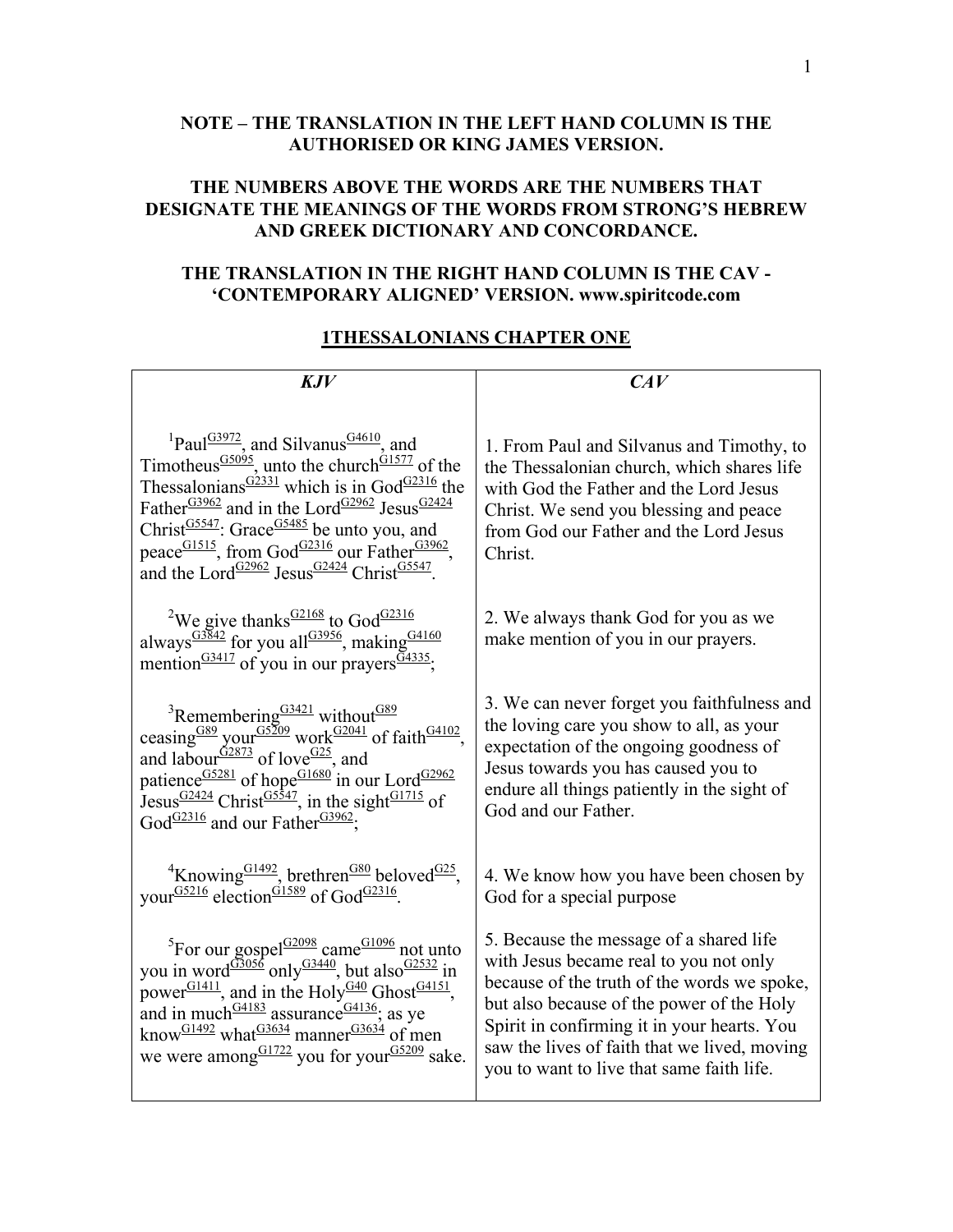**NOTE – THE TRANSLATION IN THE LEFT HAND COLUMN IS THE AUTHORISED OR KING JAMES VERSION.**

**THE NUMBERS ABOVE THE WORDS ARE THE NUMBERS THAT DESIGNATE THE MEANINGS OF THE WORDS FROM STRONG'S HEBREW AND GREEK DICTIONARY AND CONCORDANCE.**

**THE TRANSLATION IN THE RIGHT HAND COLUMN IS THE CAV - 'CONTEMPORARY ALIGNED' VERSION. www.spiritcode.com**

## 1THESSALONIANS CHAPTER ONE

| *KJV* | *CAV* |
|---|---|
| [1]Paul[G3972], and Silvanus[G4610], and Timotheus[G5095], unto the church[G1577] of the Thessalonians[G2331] which is in God[G2316] the Father[G3962] and in the Lord[G2962] Jesus[G2424] Christ[G5547]: Grace[G5485] be unto you, and peace[G1515], from God[G2316] our Father[G3962], and the Lord[G2962] Jesus[G2424] Christ[G5547]. | 1. From Paul and Silvanus and Timothy, to the Thessalonian church, which shares life with God the Father and the Lord Jesus Christ. We send you blessing and peace from God our Father and the Lord Jesus Christ. |
| [2]We give thanks[G2168] to God[G2316] always[G3842] for you all[G3956], making[G4160] mention[G3417] of you in our prayers[G4335]; | 2. We always thank God for you as we make mention of you in our prayers. |
| [3]Remembering[G3421] without[G89] ceasing[G89] your[G5209] work[G2041] of faith[G4102], and labour[G2873] of love[G25], and patience[G5281] of hope[G1680] in our Lord[G2962] Jesus[G2424] Christ[G5547], in the sight[G1715] of God[G2316] and our Father[G3962]; | 3. We can never forget you faithfulness and the loving care you show to all, as your expectation of the ongoing goodness of Jesus towards you has caused you to endure all things patiently in the sight of God and our Father. |
| [4]Knowing[G1492], brethren[G80] beloved[G25], your[G5216] election[G1589] of God[G2316]. | 4. We know how you have been chosen by God for a special purpose |
| [5]For our gospel[G2098] came[G1096] not unto you in word[G3056] only[G3440], but also[G2532] in power[G1411], and in the Holy[G40] Ghost[G4151], and in much[G4183] assurance[G4136]; as ye know[G1492] what[G3634] manner[G3634] of men we were among[G1722] you for your[G5209] sake. | 5. Because the message of a shared life with Jesus became real to you not only because of the truth of the words we spoke, but also because of the power of the Holy Spirit in confirming it in your hearts. You saw the lives of faith that we lived, moving you to want to live that same faith life. |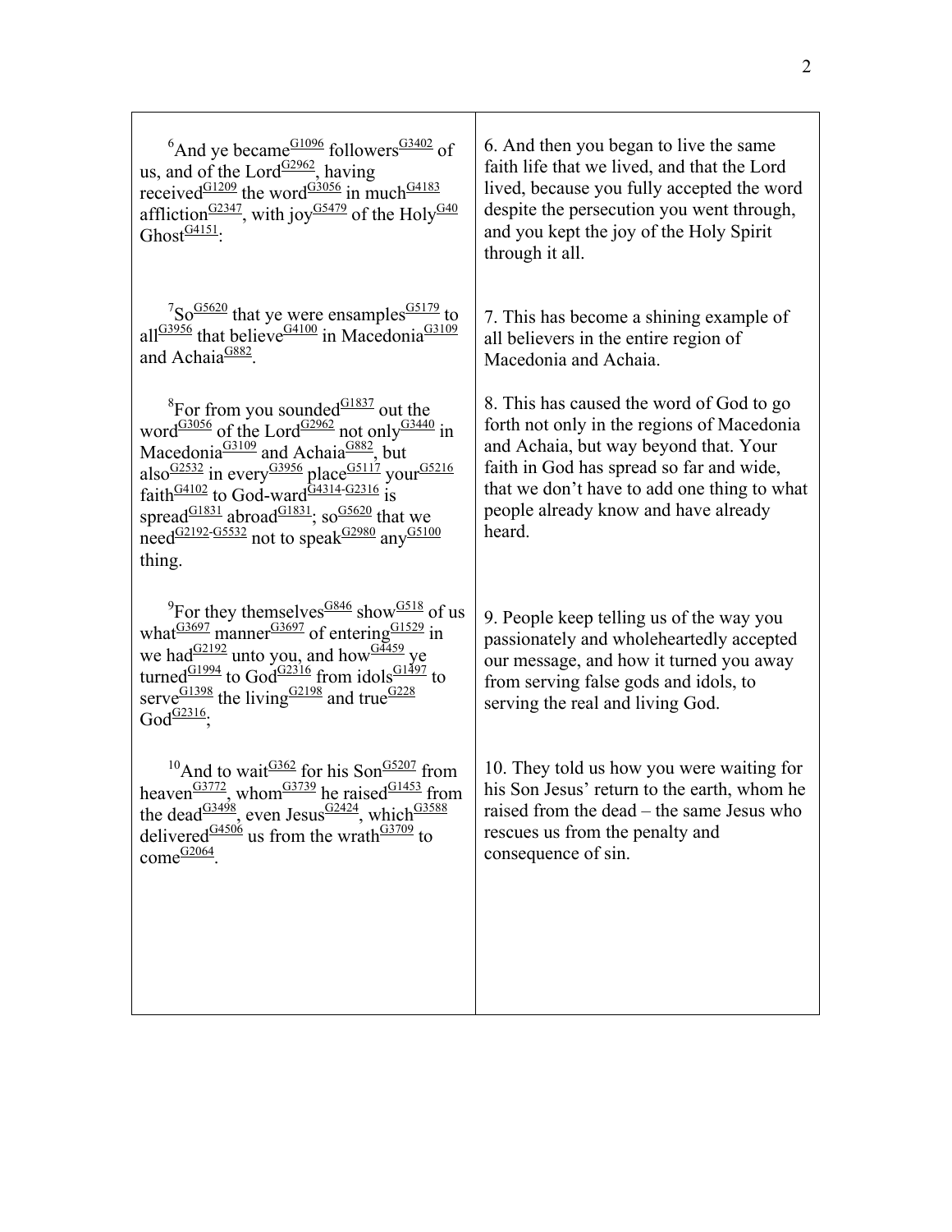| | |
|---|---|
| [6]And ye became[G1096] followers[G3402] of us, and of the Lord[G2962], having received[G1209] the word[G3056] in much[G4183] affliction[G2347], with joy[G5479] of the Holy[G40] Ghost[G4151]: | 6. And then you began to live the same faith life that we lived, and that the Lord lived, because you fully accepted the word despite the persecution you went through, and you kept the joy of the Holy Spirit through it all. |
| [7]So[G5620] that ye were ensamples[G5179] to all[G3956] that believe[G4100] in Macedonia[G3109] and Achaia[G882]. | 7. This has become a shining example of all believers in the entire region of Macedonia and Achaia. |
| [8]For from you sounded[G1837] out the word[G3056] of the Lord[G2962] not only[G3440] in Macedonia[G3109] and Achaia[G882], but also[G2532] in every[G3956] place[G5117] your[G5216] faith[G4102] to God-ward[G4314-G2316] is spread[G1831] abroad[G1831]; so[G5620] that we need[G2192-G5532] not to speak[G2980] any[G5100] thing. | 8. This has caused the word of God to go forth not only in the regions of Macedonia and Achaia, but way beyond that. Your faith in God has spread so far and wide, that we don't have to add one thing to what people already know and have already heard. |
| [9]For they themselves[G846] show[G518] of us what[G3697] manner[G3697] of entering[G1529] in we had[G2192] unto you, and how[G4459] ye turned[G1994] to God[G2316] from idols[G1497] to serve[G1398] the living[G2198] and true[G228] God[G2316]; | 9. People keep telling us of the way you passionately and wholeheartedly accepted our message, and how it turned you away from serving false gods and idols, to serving the real and living God. |
| [10]And to wait[G362] for his Son[G5207] from heaven[G3772], whom[G3739] he raised[G1453] from the dead[G3498], even Jesus[G2424], which[G3588] delivered[G4506] us from the wrath[G3709] to come[G2064]. | 10. They told us how you were waiting for his Son Jesus' return to the earth, whom he raised from the dead – the same Jesus who rescues us from the penalty and consequence of sin. |